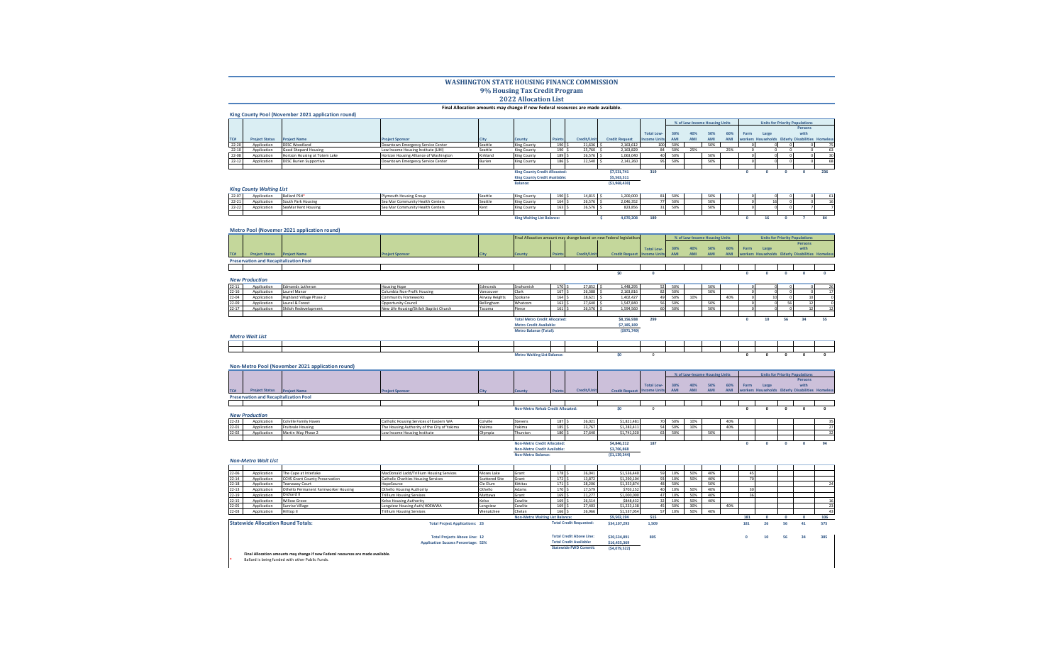# WASHINGTON STATE HOUSING FINANCE COMMISSION

## 9% Housing Tax Credit Program

## 2022 Allocation List

**Final Allocation amounts may change if new Federal resources are made available.**

### King County Pool (November 2021 application round)

| TC# | Project Status | Project Name | Project Sponsor | City | County | Points | Credit/Unit | Credit Request | Total Low-Income Units | 30% AMI | 40% AMI | 50% AMI | 60% AMI | Farm workers | Large Households | Elderly | Persons with Disabilities | Homeless |
|---|---|---|---|---|---|---|---|---|---|---|---|---|---|---|---|---|---|---|
| 22-20 | Application | DESC Woodland | Downtown Emergency Service Center | Seattle | King County | 190 | $ 21,636 | $ 2,163,612 | 100 | 50% | | 50% | | 0 | 0 | 0 | 0 | 75 |
| 22-10 | Application | Good Shepard Housing | Low Income Housing Institute (LIHI) | Seattle | King County | 190 | $ 25,760 | $ 2,163,829 | 84 | 50% | 25% | | 25% | 0 | 0 | 0 | 0 | 63 |
| 22-08 | Application | Horizon Housing at Totem Lake | Horizon Housing Alliance of Washington | Kirkland | King County | 189 | $ 26,576 | $ 1,063,040 | 40 | 50% | | 50% | | 0 | 0 | 0 | 0 | 30 |
| 22-12 | Application | DESC Burien Supportive | Downtown Emergency Service Center | Burien | King County | 186 | $ 22,540 | $ 2,141,260 | 95 | 50% | | 50% | | 0 | 0 | 0 | 0 | 68 |
| | | | | | King County Credit Allocated: | | | $7,531,741 | 319 | | | | | 0 | 0 | 0 | 0 | 236 |
| | | | | | King County Credit Available: | | | $5,563,311 | | | | | | | | | | |
| | | | | | Balance: | | | ($1,968,430) | | | | | | | | | | |

#### *King County Waiting List*

| TC# | Project Status | Project Name | Project Sponsor | City | County | Points | Credit/Unit | Credit Request | Total Low-Income Units | 30% AMI | 40% AMI | 50% AMI | 60% AMI | Farm workers | Large Households | Elderly | Persons with Disabilities | Homeless |
|---|---|---|---|---|---|---|---|---|---|---|---|---|---|---|---|---|---|---|
| 22-07 | Application | Ballard PSH* | Plymouth Housing Group | Seattle | King County | 190 | $ 14,815 | $ 1,200,000 | 81 | 50% | | 50% | | 0 | 0 | 0 | 0 | 61 |
| 22-21 | Application | South Park Housing | Sea Mar Community Health Centers | Seattle | King County | 164 | $ 26,576 | $ 2,046,352 | 77 | 50% | | 50% | | 0 | 16 | 0 | 0 | 16 |
| 22-22 | Application | SeaMar Kent Housing | Sea Mar Community Health Centers | Kent | King County | 163 | $ 26,576 | $ 823,856 | 31 | 50% | | 50% | | 0 | 0 | 0 | 7 | 7 |
| | | | | | King Waiting List Balance: | | | $ 4,070,208 | 189 | | | | | 0 | 16 | 0 | 7 | 84 |

### Metro Pool (Novemer 2021 application round)

Final Allocation amount may change based on new Federal legislation

| TC# | Project Status | Project Name | Project Sponsor | City | County | Points | Credit/Unit | Credit Request | Total Low-Income Units | 30% AMI | 40% AMI | 50% AMI | 60% AMI | Farm workers | Large Households | Elderly | Persons with Disabilities | Homeless |
|---|---|---|---|---|---|---|---|---|---|---|---|---|---|---|---|---|---|---|
| **Preservation and Recapitalization Pool** | | | | | | | | | | | | | | | | | | |
| | | | | | | | | $0 | 0 | | | | | 0 | 0 | 0 | 0 | 0 |
| ***New Production*** | | | | | | | | | | | | | | | | | | |
| 22-11 | Application | Edmonds Lutheran | Housing Hope | Edmonds | Snohomish | 170 | $ 27,852 | $ 1,448,295 | 52 | 50% | | 50% | | 0 | 0 | 0 | 0 | 26 |
| 22-16 | Application | Laurel Manor | Columbia Non-Profit Housing | Vancouver | Clark | 167 | $ 26,388 | $ 2,163,816 | 82 | 50% | | 50% | | 0 | 0 | 0 | 0 | 17 |
| 22-04 | Application | Highland Village Phase 2 | Community Frameworks | Airway Heights | Spokane | 164 | $ 28,621 | $ 1,402,427 | 49 | 50% | 10% | | 40% | 0 | 10 | 0 | 10 | 0 |
| 22-09 | Application | Laurel & Forest | Opportunity Council | Bellingham | Whatcom | 163 | $ 27,640 | $ 1,547,840 | 56 | 50% | | 50% | | 0 | 0 | 56 | 12 | 0 |
| 22-17 | Application | Shiloh Redevelopment | New Life Housing/Shiloh Baptist Church | Tacoma | Pierce | 161 | $ 26,576 | $ 1,594,560 | 60 | 50% | | 50% | | 0 | 0 | 0 | 12 | 12 |
| | | | | | Total Metro Credit Allocated: | | | $8,156,938 | 299 | | | | | 0 | 10 | 56 | 34 | 55 |
| | | | | | Metro Credit Available: | | | $7,185,189 | | | | | | | | | | |
| | | | | | Metro Balance (Total): | | | ($971,749) | | | | | | | | | | |

#### *Metro Wait List*

| TC# | Project Status | Project Name | Project Sponsor | City | County | Points | Credit/Unit | Credit Request | Total Low-Income Units | 30% AMI | 40% AMI | 50% AMI | 60% AMI | Farm workers | Large Households | Elderly | Persons with Disabilities | Homeless |
|---|---|---|---|---|---|---|---|---|---|---|---|---|---|---|---|---|---|---|
| | | | | | Metro Waiting List Balance: | | | $0 | 0 | | | | | 0 | 0 | 0 | 0 | 0 |

### Non-Metro Pool (November 2021 application round)

| TC# | Project Status | Project Name | Project Sponsor | City | County | Points | Credit/Unit | Credit Request | Total Low-Income Units | 30% AMI | 40% AMI | 50% AMI | 60% AMI | Farm workers | Large Households | Elderly | Persons with Disabilities | Homeless |
|---|---|---|---|---|---|---|---|---|---|---|---|---|---|---|---|---|---|---|
| **Preservation and Recapitalization Pool** | | | | | | | | | | | | | | | | | | |
| | | | | | Non-Metro Rehab Credit Allocated: | | | $0 | 0 | | | | | 0 | 0 | 0 | 0 | 0 |
| ***New Production*** | | | | | | | | | | | | | | | | | | |
| 22-23 | Application | Colville Family Haven | Catholic Housing Services of Eastern WA | Colville | Stevens | 187 | $ 26,021 | $1,821,481 | 70 | 50% | 10% | | 40% | | | | | 35 |
| 22-01 | Application | Fruitvale Housing | The Housing Authority of the City of Yakima | Yakima | Yakima | 185 | $ 23,767 | $1,283,411 | 54 | 50% | 10% | | 40% | | | | | 27 |
| 22-02 | Application | Martin Way Phase 2 | Low Income Housing Institute | Olympia | Thurston | 180 | $ 27,640 | $1,741,320 | 63 | 50% | | 50% | | | | | | 32 |
| | | | | | Non-Metro Credit Allocated: | | | $4,846,212 | 187 | | | | | 0 | 0 | 0 | 0 | 94 |
| | | | | | Non-Metro Credit Available: | | | $3,706,868 | | | | | | | | | | |
| | | | | | Non-Metro Balance: | | | ($1,139,344) | | | | | | | | | | |

#### *Non-Metro Wait List*

| TC# | Project Status | Project Name | Project Sponsor | City | County | Points | Credit/Unit | Credit Request | Total Low-Income Units | 30% AMI | 40% AMI | 50% AMI | 60% AMI | Farm workers | Large Households | Elderly | Persons with Disabilities | Homeless |
|---|---|---|---|---|---|---|---|---|---|---|---|---|---|---|---|---|---|---|
| 22-06 | Application | The Cape at Interlake | MacDonald Ladd/Trillium Housing Services | Moses Lake | Grant | 178 | $ 26,041 | $1,536,440 | 59 | 10% | 50% | 40% | | 45 | | | | |
| 22-14 | Application | CCHS Grant County Preservation | Catholic Charities Housing Services | Scattered Site | Grant | 172 | $ 13,872 | $1,290,104 | 93 | 10% | 50% | 40% | | 70 | | | | |
| 22-18 | Application | Teanaway Court | HopeSource | Cle Elum | Kittitas | 171 | $ 28,206 | $1,353,874 | 48 | 50% | | 50% | | | | | | 24 |
| 22-13 | Application | Othello Permanent Farmworker Housing | Othello Housing Authority | Othello | Adams | 170 | $ 17,579 | $703,152 | 40 | 10% | 50% | 40% | | 30 | | | | |
| 22-19 | Application | Orchard II | Trillium Housing Services | Mattawa | Grant | 169 | $ 21,277 | $1,000,000 | 47 | 10% | 50% | 40% | | 36 | | | | |
| 22-15 | Application | Willow Grove | Kelso Housing Authority | Kelso | Cowlitz | 169 | $ 26,514 | $848,432 | 32 | 10% | 50% | 40% | | | | | | 16 |
| 22-05 | Application | Sunrise Village | Longview Housing Auth/HOSWWA | Longview | Cowlitz | 169 | $ 27,403 | $1,233,138 | 45 | 50% | 30% | | 40% | | | | | 23 |
| 22-03 | Application | Hilltop II | Trillium Housing Services | Wenatchee | Chelan | 166 | $ 26,966 | $1,537,054 | 57 | 10% | 50% | 40% | | | | | | 43 |
| | | | | | Non-Metro Waiting List Balance: | | | $9,502,194 | 515 | | | | | 181 | 0 | 0 | 0 | 106 |

| | | | | | |
|---|---|---|---|---|---|
| **Statewide Allocation Round Totals:** | Total Project Applications: 23 | Total Credit Requested: | $34,107,293 | 1,509 | 181 / 26 / 56 / 41 / 575 |
| | Total Projects Above Line: 12 | Total Credit Above Line: | $20,534,891 | 805 | 0 / 10 / 56 / 34 / 385 |
| | Application Success Percentage: 52% | Total Credit Available: | $16,455,369 | | |
| | | Statewide PWD Commit: | ($4,079,522) | | |

**Final Allocation amounts may change if new Federal resources are made available.**

\* Ballard is being funded with other Public Funds.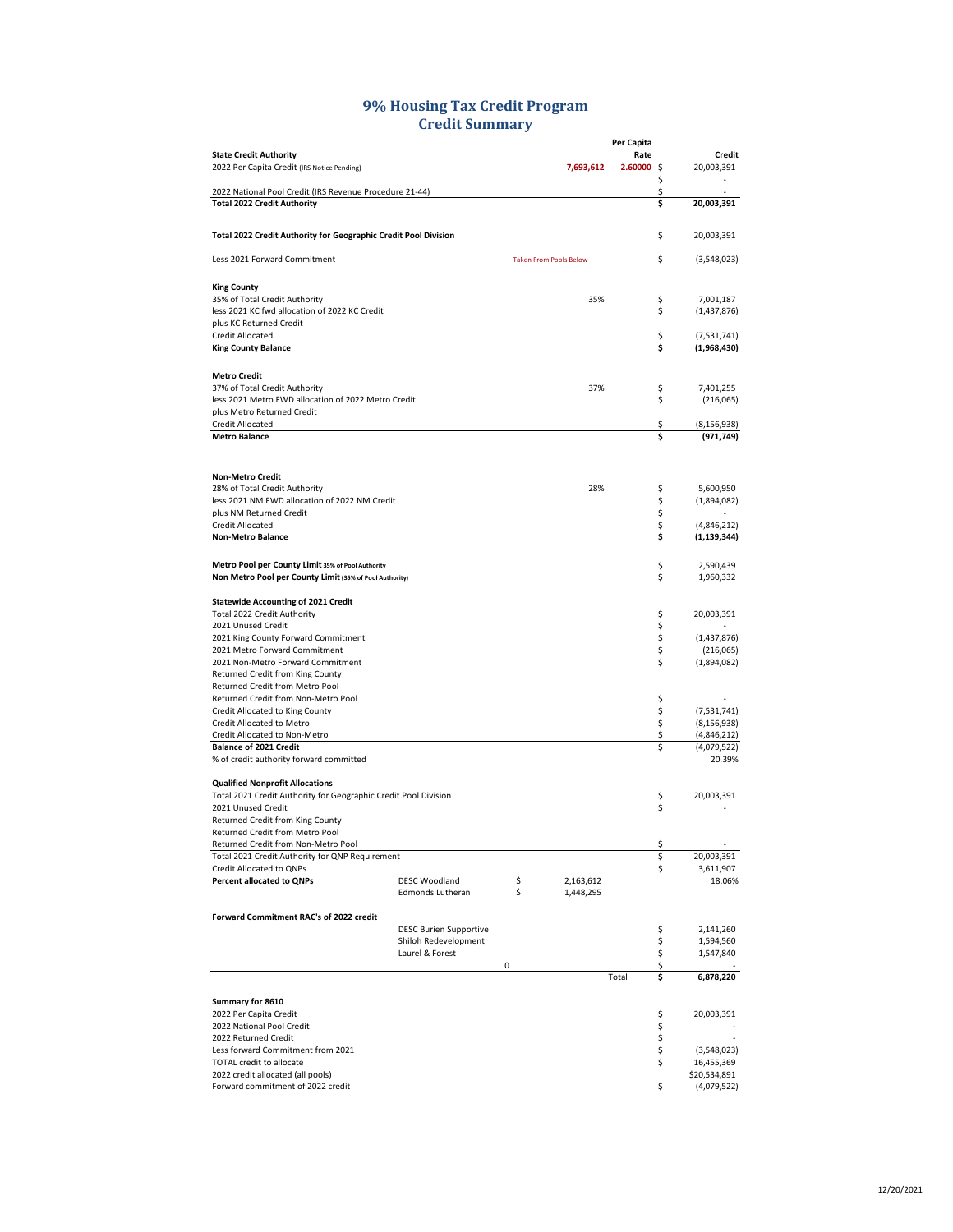# 9% Housing Tax Credit Program
## Credit Summary

| | | | | Per Capita Rate | | Credit |
|---|---|---|---|---|---|---|
| **State Credit Authority** | | | | | | |
| 2022 Per Capita Credit (IRS Notice Pending) | | | 7,693,612 | 2.60000 | $ | 20,003,391 |
| | | | | | $ | - |
| 2022 National Pool Credit (IRS Revenue Procedure 21-44) | | | | | $ | - |
| **Total 2022 Credit Authority** | | | | | **$** | **20,003,391** |
| | | | | | | |
| **Total 2022 Credit Authority for Geographic Credit Pool Division** | | | | | $ | 20,003,391 |
| | | | | | | |
| Less 2021 Forward Commitment | | | Taken From Pools Below | | $ | (3,548,023) |
| | | | | | | |
| **King County** | | | | | | |
| 35% of Total Credit Authority | | | 35% | | $ | 7,001,187 |
| less 2021 KC fwd allocation of 2022 KC Credit | | | | | $ | (1,437,876) |
| plus KC Returned Credit | | | | | | |
| Credit Allocated | | | | | $ | (7,531,741) |
| **King County Balance** | | | | | **$** | **(1,968,430)** |
| | | | | | | |
| **Metro Credit** | | | | | | |
| 37% of Total Credit Authority | | | 37% | | $ | 7,401,255 |
| less 2021 Metro FWD allocation of 2022 Metro Credit | | | | | $ | (216,065) |
| plus Metro Returned Credit | | | | | | |
| Credit Allocated | | | | | $ | (8,156,938) |
| **Metro Balance** | | | | | **$** | **(971,749)** |
| | | | | | | |
| **Non-Metro Credit** | | | | | | |
| 28% of Total Credit Authority | | | 28% | | $ | 5,600,950 |
| less 2021 NM FWD allocation of 2022 NM Credit | | | | | $ | (1,894,082) |
| plus NM Returned Credit | | | | | $ | - |
| Credit Allocated | | | | | $ | (4,846,212) |
| **Non-Metro Balance** | | | | | **$** | **(1,139,344)** |
| | | | | | | |
| **Metro Pool per County Limit** 35% of Pool Authority | | | | | $ | 2,590,439 |
| **Non Metro Pool per County Limit** (35% of Pool Authority) | | | | | $ | 1,960,332 |
| | | | | | | |
| **Statewide Accounting of 2021 Credit** | | | | | | |
| Total 2022 Credit Authority | | | | | $ | 20,003,391 |
| 2021 Unused Credit | | | | | $ | - |
| 2021 King County Forward Commitment | | | | | $ | (1,437,876) |
| 2021 Metro Forward Commitment | | | | | $ | (216,065) |
| 2021 Non-Metro Forward Commitment | | | | | $ | (1,894,082) |
| Returned Credit from King County | | | | | | |
| Returned Credit from Metro Pool | | | | | | |
| Returned Credit from Non-Metro Pool | | | | | $ | - |
| Credit Allocated to King County | | | | | $ | (7,531,741) |
| Credit Allocated to Metro | | | | | $ | (8,156,938) |
| Credit Allocated to Non-Metro | | | | | $ | (4,846,212) |
| **Balance of 2021 Credit** | | | | | $ | (4,079,522) |
| % of credit authority forward committed | | | | | | 20.39% |
| | | | | | | |
| **Qualified Nonprofit Allocations** | | | | | | |
| Total 2021 Credit Authority for Geographic Credit Pool Division | | | | | $ | 20,003,391 |
| 2021 Unused Credit | | | | | $ | - |
| Returned Credit from King County | | | | | | |
| Returned Credit from Metro Pool | | | | | | |
| Returned Credit from Non-Metro Pool | | | | | $ | - |
| Total 2021 Credit Authority for QNP Requirement | | | | | $ | 20,003,391 |
| Credit Allocated to QNPs | | | | | $ | 3,611,907 |
| **Percent allocated to QNPs** | DESC Woodland | $ | 2,163,612 | | | 18.06% |
| | Edmonds Lutheran | $ | 1,448,295 | | | |
| | | | | | | |
| **Forward Commitment RAC's of 2022 credit** | | | | | | |
| | DESC Burien Supportive | | | | $ | 2,141,260 |
| | Shiloh Redevelopment | | | | $ | 1,594,560 |
| | Laurel & Forest | | | | $ | 1,547,840 |
| | | 0 | | | $ | - |
| | | | | Total | **$** | **6,878,220** |
| | | | | | | |
| **Summary for 8610** | | | | | | |
| 2022 Per Capita Credit | | | | | $ | 20,003,391 |
| 2022 National Pool Credit | | | | | $ | - |
| 2022 Returned Credit | | | | | $ | - |
| Less forward Commitment from 2021 | | | | | $ | (3,548,023) |
| TOTAL credit to allocate | | | | | $ | 16,455,369 |
| 2022 credit allocated (all pools) | | | | | | $20,534,891 |
| Forward commitment of 2022 credit | | | | | $ | (4,079,522) |

12/20/2021